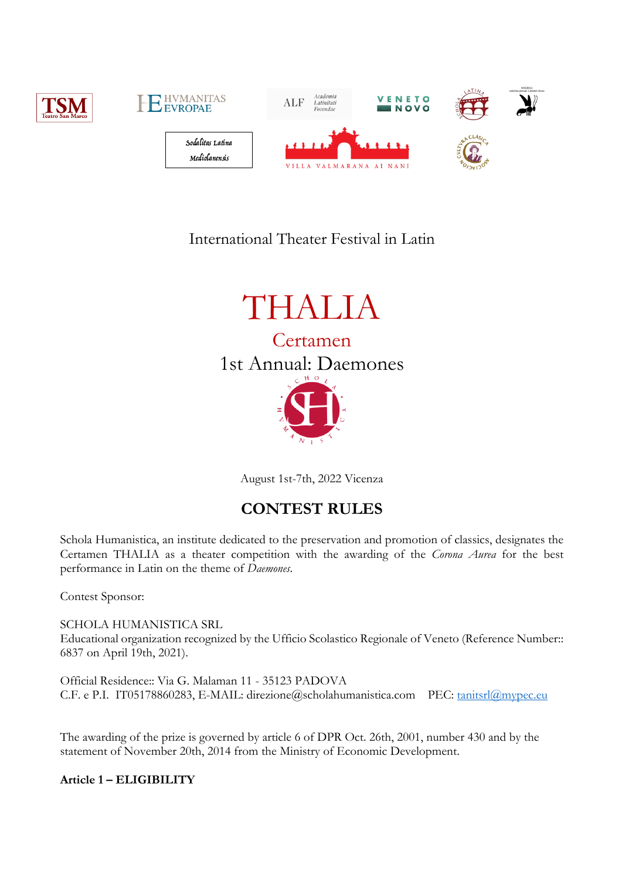International Theater Festival in Latin

# THALIA

## Certamen

## 1st Annual: Daemones

August 1st-7th, 2022 Vicenza

## CONTEST RULES

Schola Humanistica, an institute dedicated to the preservation and promotion of classics, designates the Certamen THALIA as a theater competition with the awarding of the *Corona Aurea* for the best performance in Latin on the theme of *Daemones*.

Contest Sponsor:

SCHOLA HUMANISTICA SRL
Educational organization recognized by the Ufficio Scolastico Regionale of Veneto (Reference Number:: 6837 on April 19th, 2021).

Official Residence:: Via G. Malaman 11 - 35123 PADOVA
C.F. e P.I. IT05178860283, E-MAIL: direzione@scholahumanistica.com PEC: tanitsrl@mypec.eu

The awarding of the prize is governed by article 6 of DPR Oct. 26th, 2001, number 430 and by the statement of November 20th, 2014 from the Ministry of Economic Development.

**Article 1 – ELIGIBILITY**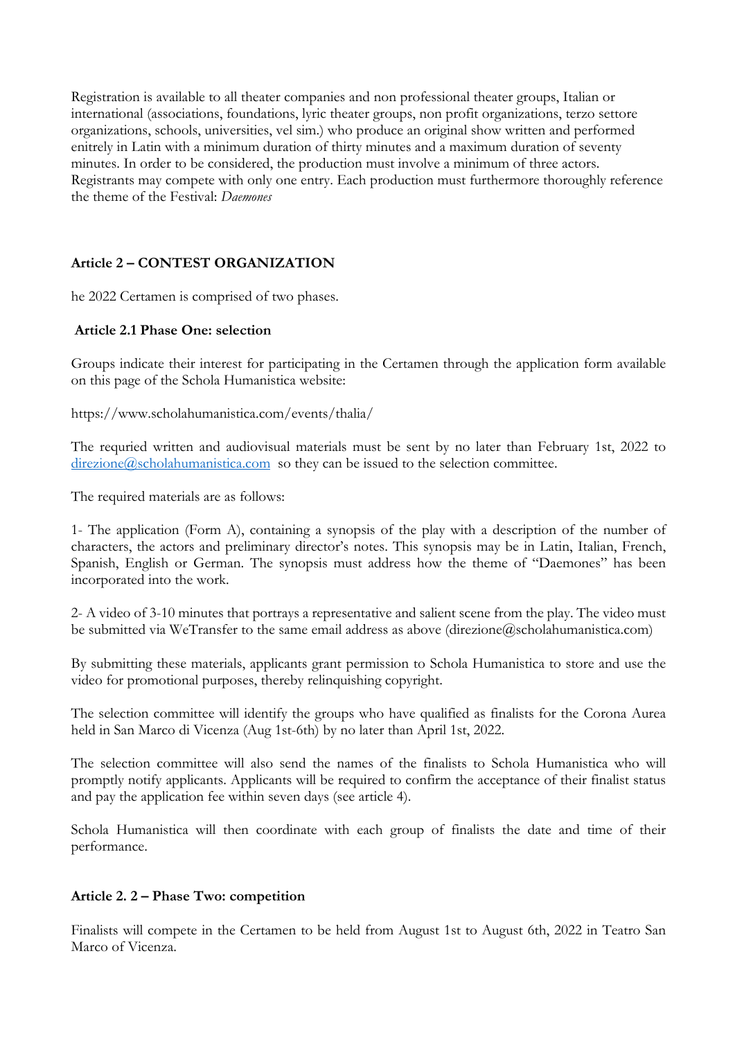Registration is available to all theater companies and non professional theater groups, Italian or international (associations, foundations, lyric theater groups, non profit organizations, terzo settore organizations, schools, universities, vel sim.) who produce an original show written and performed enitrely in Latin with a minimum duration of thirty minutes and a maximum duration of seventy minutes. In order to be considered, the production must involve a minimum of three actors. Registrants may compete with only one entry. Each production must furthermore thoroughly reference the theme of the Festival: *Daemones*

## Article 2 – CONTEST ORGANIZATION

he 2022 Certamen is comprised of two phases.

### Article 2.1 Phase One: selection

Groups indicate their interest for participating in the Certamen through the application form available on this page of the Schola Humanistica website:

https://www.scholahumanistica.com/events/thalia/

The requried written and audiovisual materials must be sent by no later than February 1st, 2022 to direzione@scholahumanistica.com so they can be issued to the selection committee.

The required materials are as follows:

1- The application (Form A), containing a synopsis of the play with a description of the number of characters, the actors and preliminary director's notes. This synopsis may be in Latin, Italian, French, Spanish, English or German. The synopsis must address how the theme of "Daemones" has been incorporated into the work.

2- A video of 3-10 minutes that portrays a representative and salient scene from the play. The video must be submitted via WeTransfer to the same email address as above (direzione@scholahumanistica.com)

By submitting these materials, applicants grant permission to Schola Humanistica to store and use the video for promotional purposes, thereby relinquishing copyright.

The selection committee will identify the groups who have qualified as finalists for the Corona Aurea held in San Marco di Vicenza (Aug 1st-6th) by no later than April 1st, 2022.

The selection committee will also send the names of the finalists to Schola Humanistica who will promptly notify applicants. Applicants will be required to confirm the acceptance of their finalist status and pay the application fee within seven days (see article 4).

Schola Humanistica will then coordinate with each group of finalists the date and time of their performance.

### Article 2. 2 – Phase Two: competition

Finalists will compete in the Certamen to be held from August 1st to August 6th, 2022 in Teatro San Marco of Vicenza.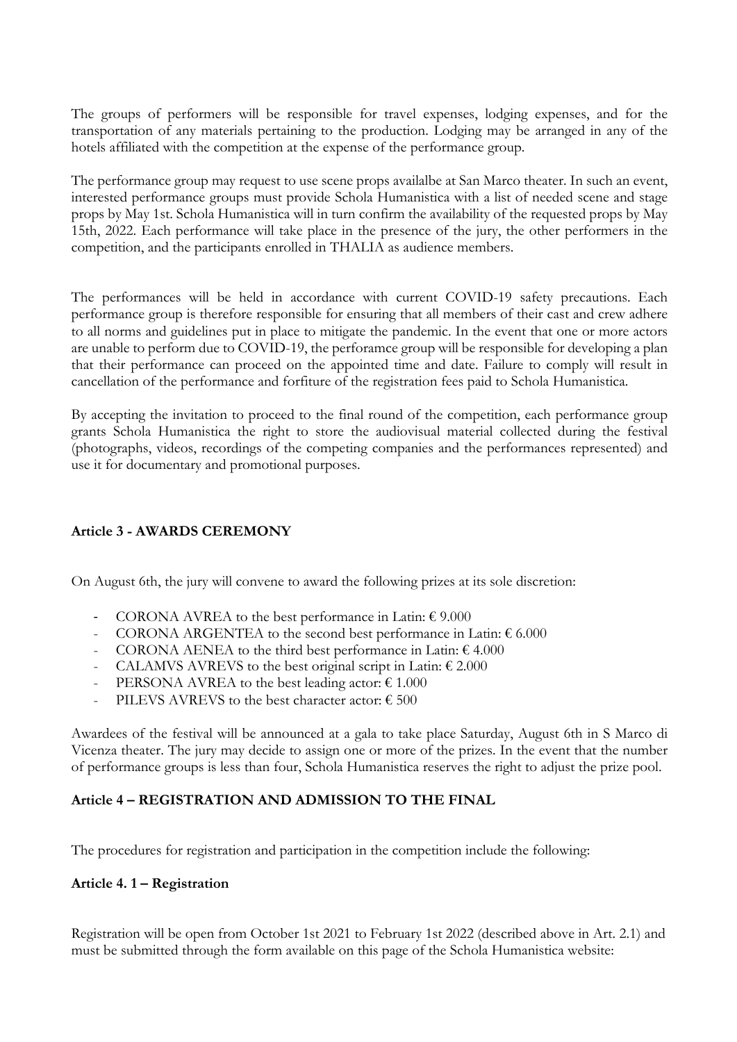The groups of performers will be responsible for travel expenses, lodging expenses, and for the transportation of any materials pertaining to the production. Lodging may be arranged in any of the hotels affiliated with the competition at the expense of the performance group.

The performance group may request to use scene props availalbe at San Marco theater. In such an event, interested performance groups must provide Schola Humanistica with a list of needed scene and stage props by May 1st. Schola Humanistica will in turn confirm the availability of the requested props by May 15th, 2022. Each performance will take place in the presence of the jury, the other performers in the competition, and the participants enrolled in THALIA as audience members.

The performances will be held in accordance with current COVID-19 safety precautions. Each performance group is therefore responsible for ensuring that all members of their cast and crew adhere to all norms and guidelines put in place to mitigate the pandemic. In the event that one or more actors are unable to perform due to COVID-19, the perforamce group will be responsible for developing a plan that their performance can proceed on the appointed time and date. Failure to comply will result in cancellation of the performance and forfiture of the registration fees paid to Schola Humanistica.

By accepting the invitation to proceed to the final round of the competition, each performance group grants Schola Humanistica the right to store the audiovisual material collected during the festival (photographs, videos, recordings of the competing companies and the performances represented) and use it for documentary and promotional purposes.

### Article 3 - AWARDS CEREMONY

On August 6th, the jury will convene to award the following prizes at its sole discretion:

- CORONA AVREA to the best performance in Latin: € 9.000
- CORONA ARGENTEA to the second best performance in Latin: € 6.000
- CORONA AENEA to the third best performance in Latin: € 4.000
- CALAMVS AVREVS to the best original script in Latin: € 2.000
- PERSONA AVREA to the best leading actor: € 1.000
- PILEVS AVREVS to the best character actor: € 500

Awardees of the festival will be announced at a gala to take place Saturday, August 6th in S Marco di Vicenza theater. The jury may decide to assign one or more of the prizes. In the event that the number of performance groups is less than four, Schola Humanistica reserves the right to adjust the prize pool.

### Article 4 – REGISTRATION AND ADMISSION TO THE FINAL

The procedures for registration and participation in the competition include the following:

#### Article 4. 1 – Registration

Registration will be open from October 1st 2021 to February 1st 2022 (described above in Art. 2.1) and must be submitted through the form available on this page of the Schola Humanistica website: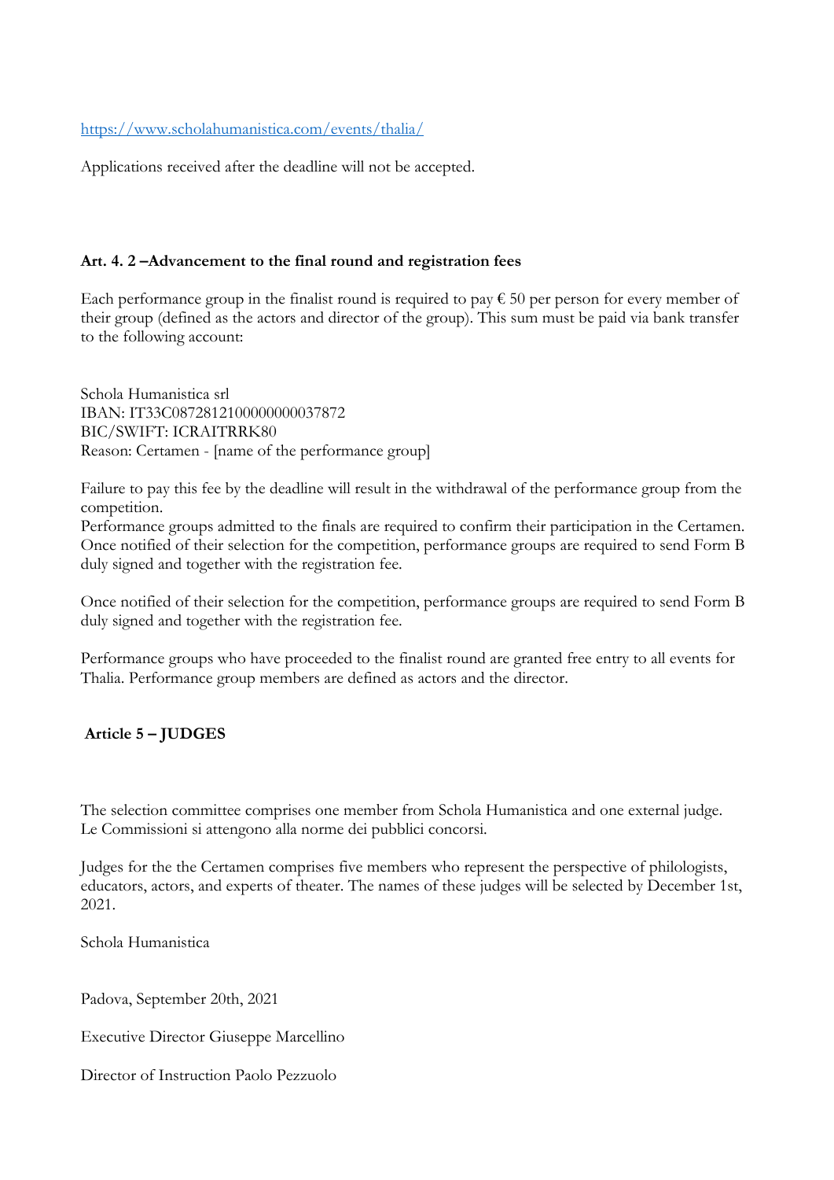https://www.scholahumanistica.com/events/thalia/

Applications received after the deadline will not be accepted.

### Art. 4. 2 –Advancement to the final round and registration fees

Each performance group in the finalist round is required to pay € 50 per person for every member of their group (defined as the actors and director of the group). This sum must be paid via bank transfer to the following account:

Schola Humanistica srl
IBAN: IT33C0872812100000000037872
BIC/SWIFT: ICRAITRRK80
Reason: Certamen - [name of the performance group]

Failure to pay this fee by the deadline will result in the withdrawal of the performance group from the competition.
Performance groups admitted to the finals are required to confirm their participation in the Certamen. Once notified of their selection for the competition, performance groups are required to send Form B duly signed and together with the registration fee.

Once notified of their selection for the competition, performance groups are required to send Form B duly signed and together with the registration fee.

Performance groups who have proceeded to the finalist round are granted free entry to all events for Thalia. Performance group members are defined as actors and the director.

## Article 5 – JUDGES

The selection committee comprises one member from Schola Humanistica and one external judge.
Le Commissioni si attengono alla norme dei pubblici concorsi.

Judges for the the Certamen comprises five members who represent the perspective of philologists, educators, actors, and experts of theater. The names of these judges will be selected by December 1st, 2021.

Schola Humanistica

Padova, September 20th, 2021

Executive Director Giuseppe Marcellino

Director of Instruction Paolo Pezzuolo